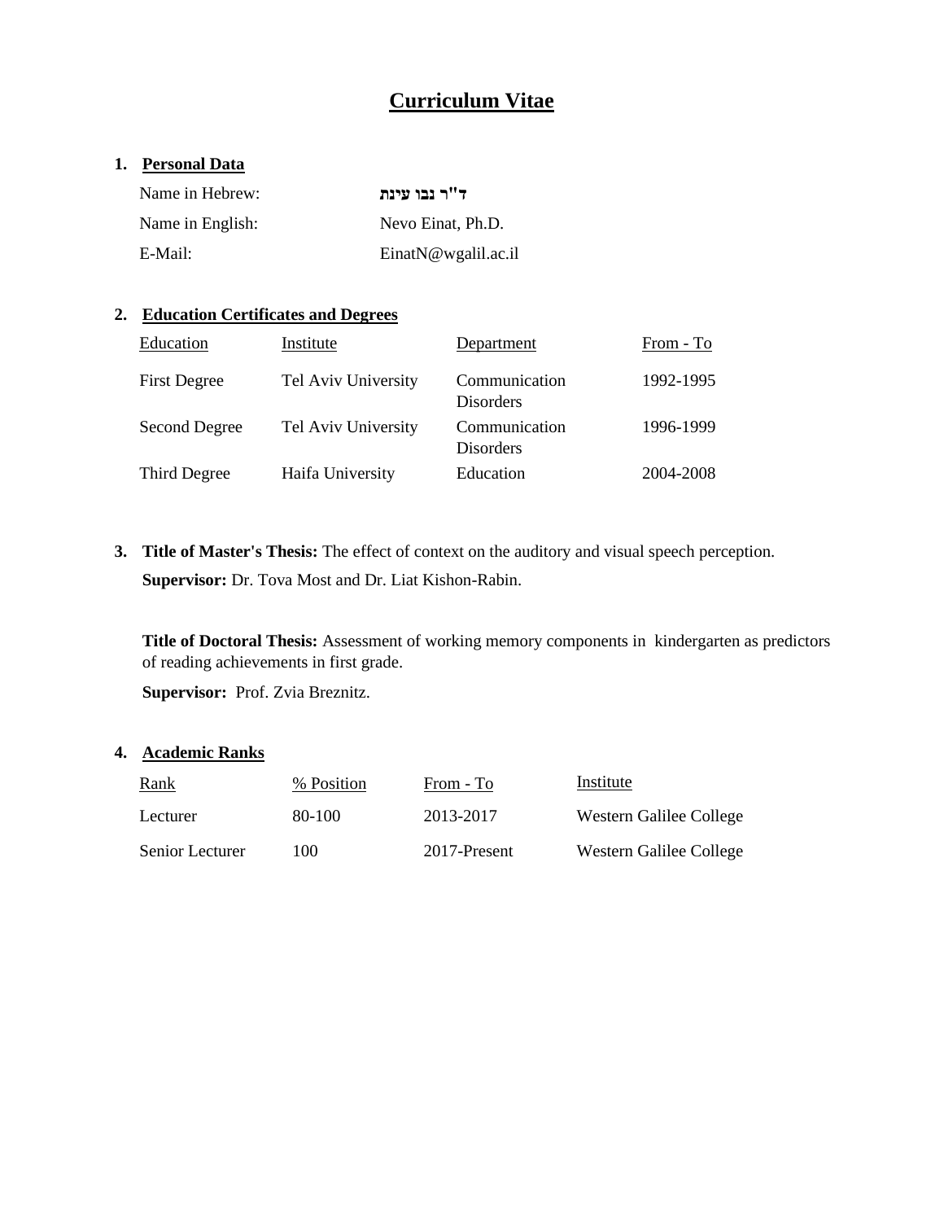# Curriculum Vitae

## 1. Personal Data

| | |
|---|---|
| Name in Hebrew: | **ד"ר נבו עינת** |
| Name in English: | Nevo Einat, Ph.D. |
| E-Mail: | EinatN@wgalil.ac.il |

## 2. Education Certificates and Degrees

| Education | Institute | Department | From - To |
|---|---|---|---|
| First Degree | Tel Aviv University | Communication Disorders | 1992-1995 |
| Second Degree | Tel Aviv University | Communication Disorders | 1996-1999 |
| Third Degree | Haifa University | Education | 2004-2008 |

## 3. Title of Master's Thesis:

**Title of Master's Thesis:** The effect of context on the auditory and visual speech perception.

**Supervisor:** Dr. Tova Most and Dr. Liat Kishon-Rabin.

**Title of Doctoral Thesis:** Assessment of working memory components in kindergarten as predictors of reading achievements in first grade.

**Supervisor:** Prof. Zvia Breznitz.

## 4. Academic Ranks

| Rank | % Position | From - To | Institute |
|---|---|---|---|
| Lecturer | 80-100 | 2013-2017 | Western Galilee College |
| Senior Lecturer | 100 | 2017-Present | Western Galilee College |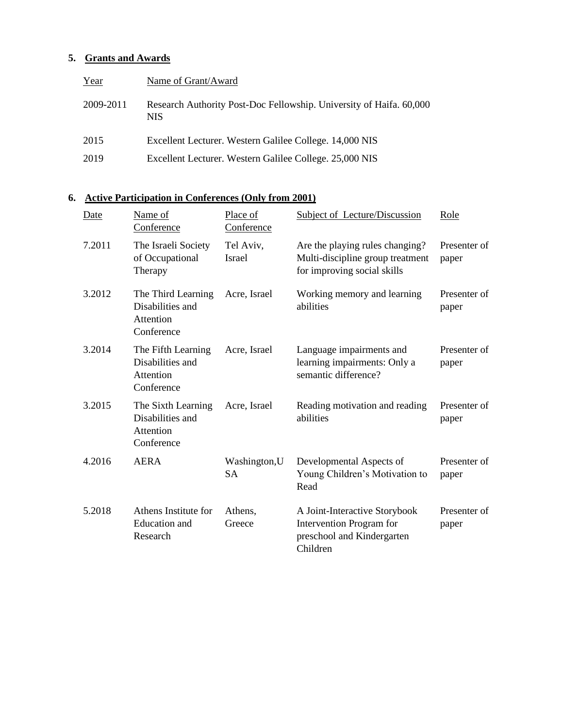## 5. Grants and Awards

| Year | Name of Grant/Award |
|---|---|
| 2009-2011 | Research Authority Post-Doc Fellowship. University of Haifa. 60,000 NIS |
| 2015 | Excellent Lecturer. Western Galilee College. 14,000 NIS |
| 2019 | Excellent Lecturer. Western Galilee College. 25,000 NIS |

## 6. Active Participation in Conferences (Only from 2001)

| Date | Name of Conference | Place of Conference | Subject of Lecture/Discussion | Role |
|---|---|---|---|---|
| 7.2011 | The Israeli Society of Occupational Therapy | Tel Aviv, Israel | Are the playing rules changing? Multi-discipline group treatment for improving social skills | Presenter of paper |
| 3.2012 | The Third Learning Disabilities and Attention Conference | Acre, Israel | Working memory and learning abilities | Presenter of paper |
| 3.2014 | The Fifth Learning Disabilities and Attention Conference | Acre, Israel | Language impairments and learning impairments: Only a semantic difference? | Presenter of paper |
| 3.2015 | The Sixth Learning Disabilities and Attention Conference | Acre, Israel | Reading motivation and reading abilities | Presenter of paper |
| 4.2016 | AERA | Washington,USA | Developmental Aspects of Young Children's Motivation to Read | Presenter of paper |
| 5.2018 | Athens Institute for Education and Research | Athens, Greece | A Joint-Interactive Storybook Intervention Program for preschool and Kindergarten Children | Presenter of paper |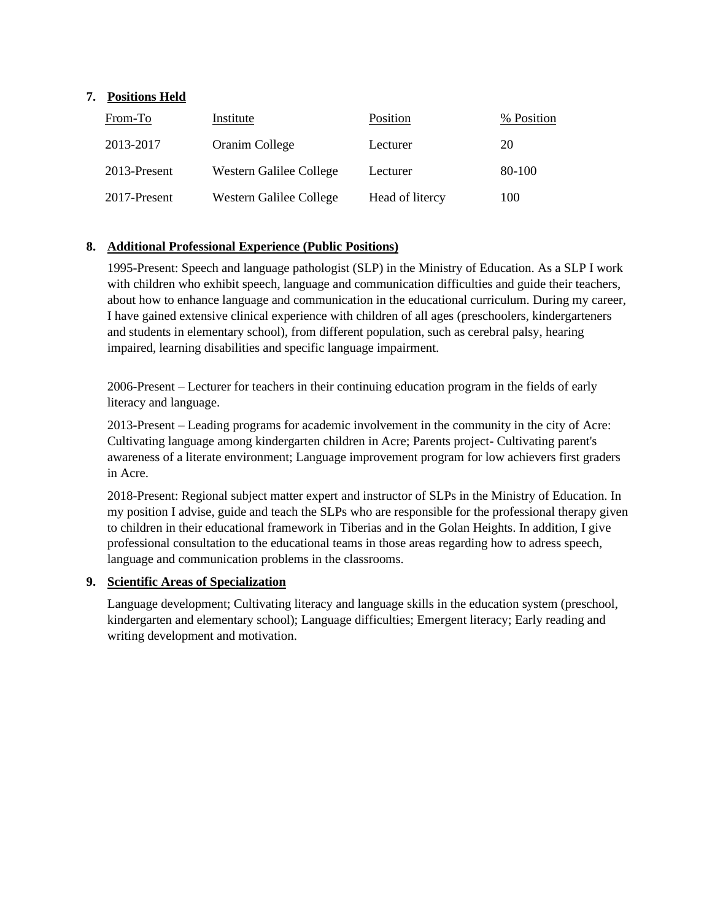## 7. Positions Held

| From-To | Institute | Position | % Position |
|---|---|---|---|
| 2013-2017 | Oranim College | Lecturer | 20 |
| 2013-Present | Western Galilee College | Lecturer | 80-100 |
| 2017-Present | Western Galilee College | Head of litercy | 100 |

## 8. Additional Professional Experience (Public Positions)

1995-Present: Speech and language pathologist (SLP) in the Ministry of Education. As a SLP I work with children who exhibit speech, language and communication difficulties and guide their teachers, about how to enhance language and communication in the educational curriculum. During my career, I have gained extensive clinical experience with children of all ages (preschoolers, kindergarteners and students in elementary school), from different population, such as cerebral palsy, hearing impaired, learning disabilities and specific language impairment.

2006-Present – Lecturer for teachers in their continuing education program in the fields of early literacy and language.

2013-Present – Leading programs for academic involvement in the community in the city of Acre: Cultivating language among kindergarten children in Acre; Parents project- Cultivating parent's awareness of a literate environment; Language improvement program for low achievers first graders in Acre.

2018-Present: Regional subject matter expert and instructor of SLPs in the Ministry of Education. In my position I advise, guide and teach the SLPs who are responsible for the professional therapy given to children in their educational framework in Tiberias and in the Golan Heights. In addition, I give professional consultation to the educational teams in those areas regarding how to adress speech, language and communication problems in the classrooms.

## 9. Scientific Areas of Specialization

Language development; Cultivating literacy and language skills in the education system (preschool, kindergarten and elementary school); Language difficulties; Emergent literacy; Early reading and writing development and motivation.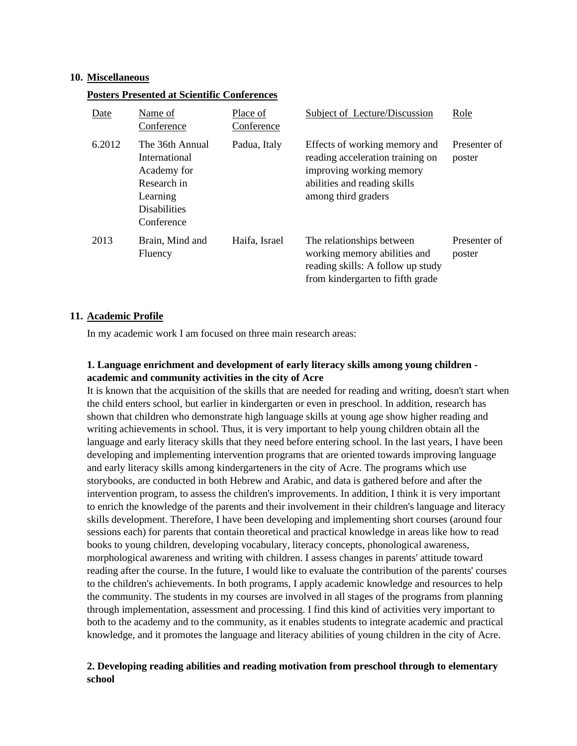## 10. Miscellaneous

### Posters Presented at Scientific Conferences

| Date | Name of Conference | Place of Conference | Subject of Lecture/Discussion | Role |
|---|---|---|---|---|
| 6.2012 | The 36th Annual International Academy for Research in Learning Disabilities Conference | Padua, Italy | Effects of working memory and reading acceleration training on improving working memory abilities and reading skills among third graders | Presenter of poster |
| 2013 | Brain, Mind and Fluency | Haifa, Israel | The relationships between working memory abilities and reading skills: A follow up study from kindergarten to fifth grade | Presenter of poster |

## 11. Academic Profile

In my academic work I am focused on three main research areas:

**1. Language enrichment and development of early literacy skills among young children - academic and community activities in the city of Acre**

It is known that the acquisition of the skills that are needed for reading and writing, doesn't start when the child enters school, but earlier in kindergarten or even in preschool. In addition, research has shown that children who demonstrate high language skills at young age show higher reading and writing achievements in school. Thus, it is very important to help young children obtain all the language and early literacy skills that they need before entering school. In the last years, I have been developing and implementing intervention programs that are oriented towards improving language and early literacy skills among kindergarteners in the city of Acre. The programs which use storybooks, are conducted in both Hebrew and Arabic, and data is gathered before and after the intervention program, to assess the children's improvements. In addition, I think it is very important to enrich the knowledge of the parents and their involvement in their children's language and literacy skills development. Therefore, I have been developing and implementing short courses (around four sessions each) for parents that contain theoretical and practical knowledge in areas like how to read books to young children, developing vocabulary, literacy concepts, phonological awareness, morphological awareness and writing with children. I assess changes in parents' attitude toward reading after the course. In the future, I would like to evaluate the contribution of the parents' courses to the children's achievements. In both programs, I apply academic knowledge and resources to help the community. The students in my courses are involved in all stages of the programs from planning through implementation, assessment and processing. I find this kind of activities very important to both to the academy and to the community, as it enables students to integrate academic and practical knowledge, and it promotes the language and literacy abilities of young children in the city of Acre.

**2. Developing reading abilities and reading motivation from preschool through to elementary school**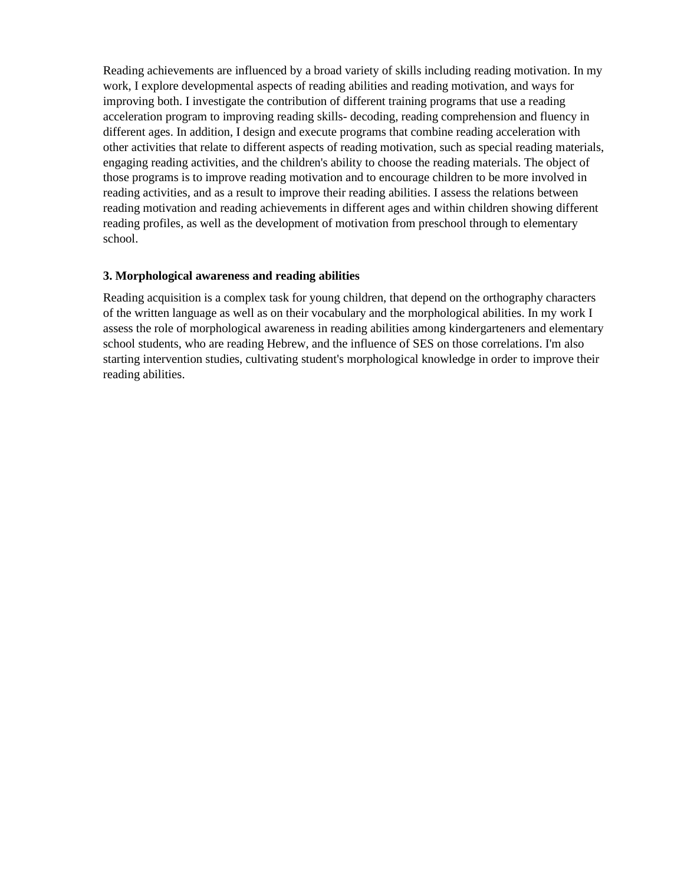Reading achievements are influenced by a broad variety of skills including reading motivation. In my work, I explore developmental aspects of reading abilities and reading motivation, and ways for improving both. I investigate the contribution of different training programs that use a reading acceleration program to improving reading skills- decoding, reading comprehension and fluency in different ages. In addition, I design and execute programs that combine reading acceleration with other activities that relate to different aspects of reading motivation, such as special reading materials, engaging reading activities, and the children's ability to choose the reading materials. The object of those programs is to improve reading motivation and to encourage children to be more involved in reading activities, and as a result to improve their reading abilities. I assess the relations between reading motivation and reading achievements in different ages and within children showing different reading profiles, as well as the development of motivation from preschool through to elementary school.

**3. Morphological awareness and reading abilities**

Reading acquisition is a complex task for young children, that depend on the orthography characters of the written language as well as on their vocabulary and the morphological abilities. In my work I assess the role of morphological awareness in reading abilities among kindergarteners and elementary school students, who are reading Hebrew, and the influence of SES on those correlations. I'm also starting intervention studies, cultivating student's morphological knowledge in order to improve their reading abilities.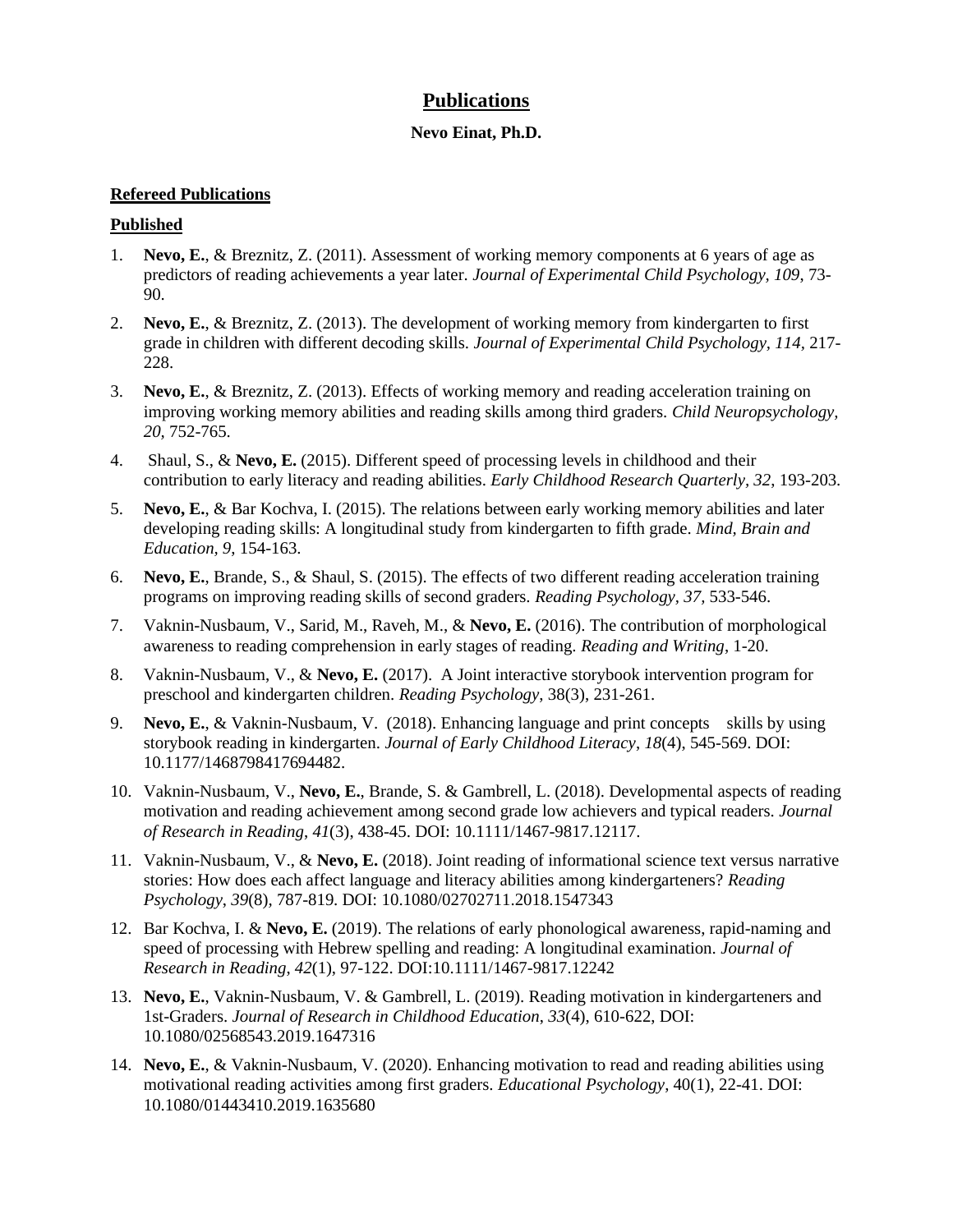# Publications

**Nevo Einat, Ph.D.**

## Refereed Publications

### Published

1. **Nevo, E.**, & Breznitz, Z. (2011). Assessment of working memory components at 6 years of age as predictors of reading achievements a year later. *Journal of Experimental Child Psychology, 109*, 73-90.

2. **Nevo, E.**, & Breznitz, Z. (2013). The development of working memory from kindergarten to first grade in children with different decoding skills. *Journal of Experimental Child Psychology, 114*, 217-228.

3. **Nevo, E.**, & Breznitz, Z. (2013). Effects of working memory and reading acceleration training on improving working memory abilities and reading skills among third graders. *Child Neuropsychology, 20*, 752-765.

4. Shaul, S., & **Nevo, E.** (2015). Different speed of processing levels in childhood and their contribution to early literacy and reading abilities. *Early Childhood Research Quarterly, 32*, 193-203.

5. **Nevo, E.**, & Bar Kochva, I. (2015). The relations between early working memory abilities and later developing reading skills: A longitudinal study from kindergarten to fifth grade. *Mind, Brain and Education, 9*, 154-163.

6. **Nevo, E.**, Brande, S., & Shaul, S. (2015). The effects of two different reading acceleration training programs on improving reading skills of second graders. *Reading Psychology, 37*, 533-546.

7. Vaknin-Nusbaum, V., Sarid, M., Raveh, M., & **Nevo, E.** (2016). The contribution of morphological awareness to reading comprehension in early stages of reading. *Reading and Writing*, 1-20.

8. Vaknin-Nusbaum, V., & **Nevo, E.** (2017). A Joint interactive storybook intervention program for preschool and kindergarten children. *Reading Psychology*, 38(3), 231-261.

9. **Nevo, E.**, & Vaknin-Nusbaum, V. (2018). Enhancing language and print concepts skills by using storybook reading in kindergarten. *Journal of Early Childhood Literacy*, *18*(4), 545-569. DOI: 10.1177/1468798417694482.

10. Vaknin-Nusbaum, V., **Nevo, E.**, Brande, S. & Gambrell, L. (2018). Developmental aspects of reading motivation and reading achievement among second grade low achievers and typical readers. *Journal of Research in Reading*, *41*(3), 438-45. DOI: 10.1111/1467-9817.12117.

11. Vaknin-Nusbaum, V., & **Nevo, E.** (2018). Joint reading of informational science text versus narrative stories: How does each affect language and literacy abilities among kindergarteners? *Reading Psychology*, *39*(8), 787-819. DOI: 10.1080/02702711.2018.1547343

12. Bar Kochva, I. & **Nevo, E.** (2019). The relations of early phonological awareness, rapid-naming and speed of processing with Hebrew spelling and reading: A longitudinal examination. *Journal of Research in Reading*, *42*(1), 97-122. DOI:10.1111/1467-9817.12242

13. **Nevo, E.**, Vaknin-Nusbaum, V. & Gambrell, L. (2019). Reading motivation in kindergarteners and 1st-Graders. *Journal of Research in Childhood Education*, *33*(4), 610-622, DOI: 10.1080/02568543.2019.1647316

14. **Nevo, E.**, & Vaknin-Nusbaum, V. (2020). Enhancing motivation to read and reading abilities using motivational reading activities among first graders. *Educational Psychology*, 40(1), 22-41. DOI: 10.1080/01443410.2019.1635680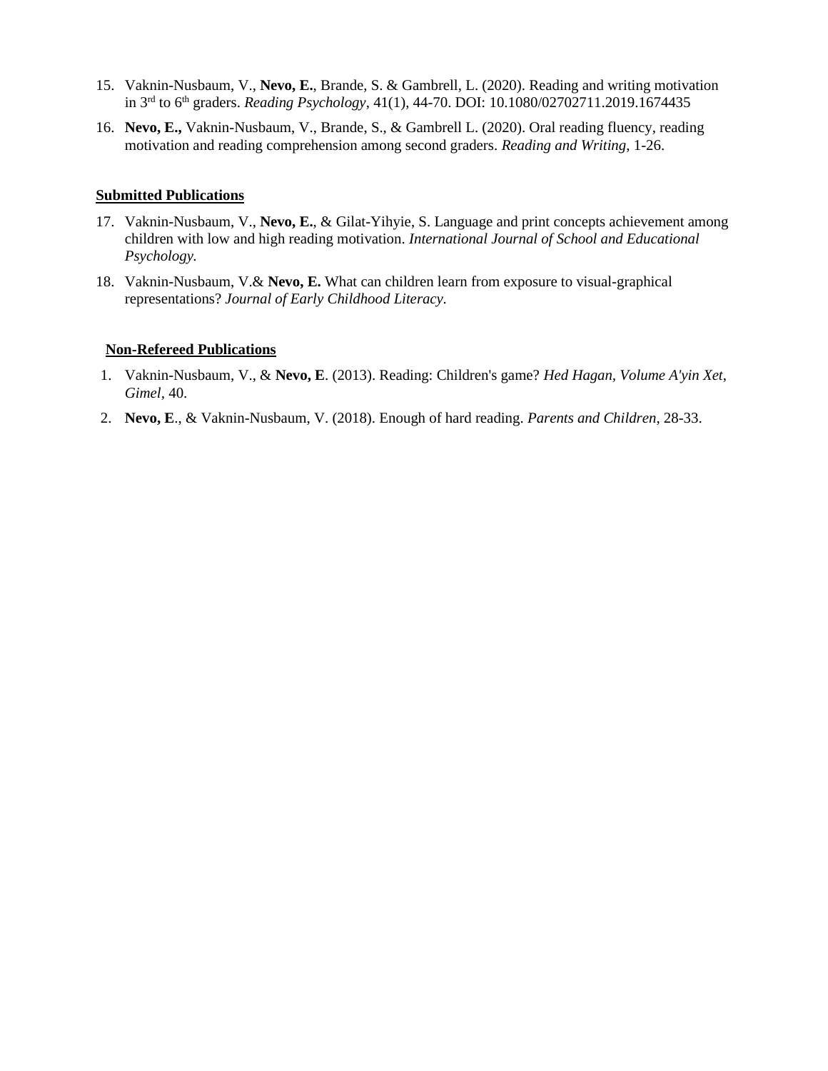15. Vaknin-Nusbaum, V., **Nevo, E.**, Brande, S. & Gambrell, L. (2020). Reading and writing motivation in 3rd to 6th graders. *Reading Psychology*, 41(1), 44-70. DOI: 10.1080/02702711.2019.1674435
16. **Nevo, E.,** Vaknin-Nusbaum, V., Brande, S., & Gambrell L. (2020). Oral reading fluency, reading motivation and reading comprehension among second graders. *Reading and Writing*, 1-26.

**Submitted Publications**

17. Vaknin-Nusbaum, V., **Nevo, E.**, & Gilat-Yihyie, S. Language and print concepts achievement among children with low and high reading motivation. *International Journal of School and Educational Psychology.*
18. Vaknin-Nusbaum, V.& **Nevo, E.** What can children learn from exposure to visual-graphical representations? *Journal of Early Childhood Literacy*.

**Non-Refereed Publications**

1. Vaknin-Nusbaum, V., & **Nevo, E**. (2013). Reading: Children's game? *Hed Hagan, Volume A'yin Xet, Gimel*, 40.
2. **Nevo, E**., & Vaknin-Nusbaum, V. (2018). Enough of hard reading. *Parents and Children*, 28-33.